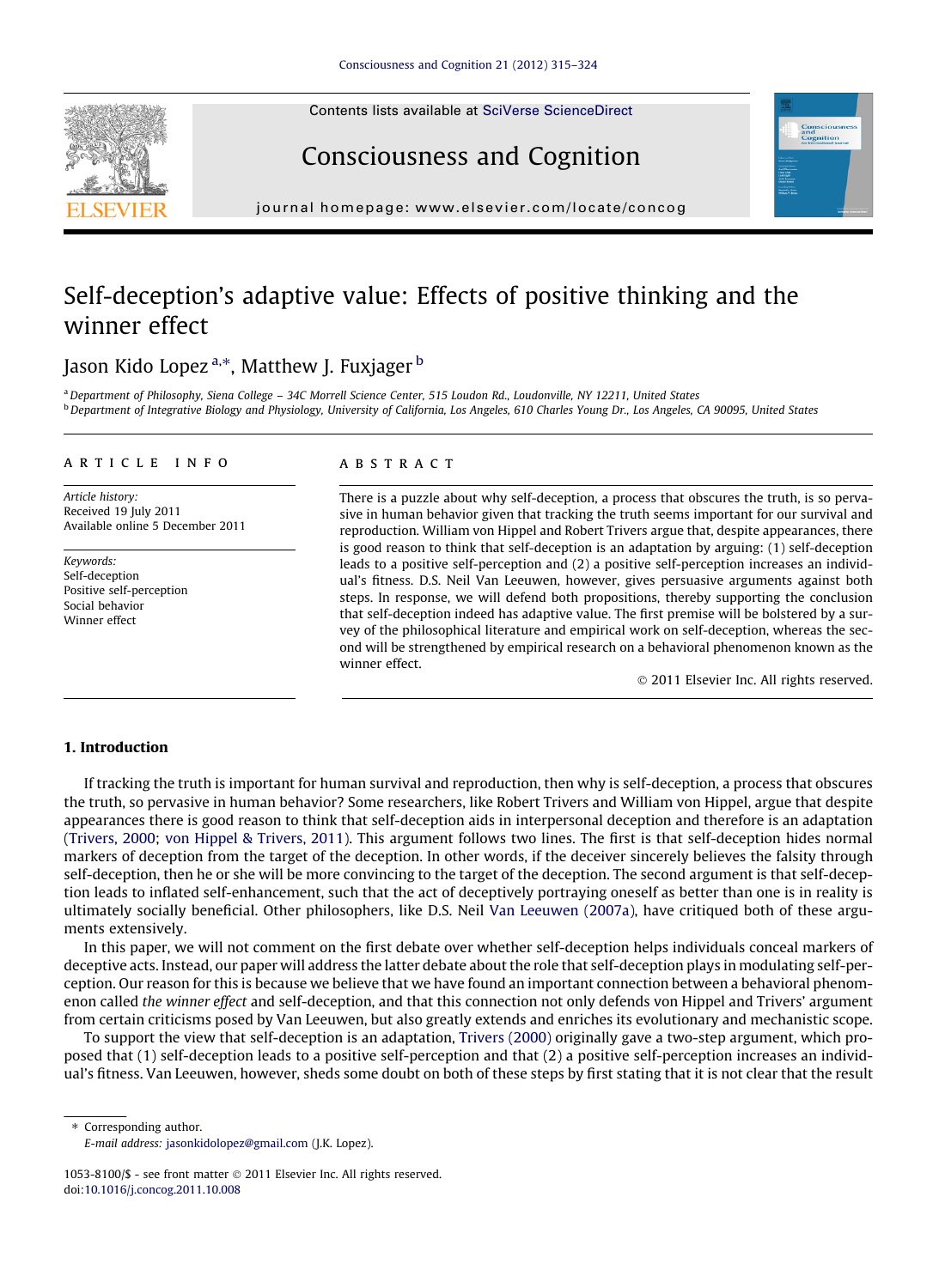# Self-deception's adaptive value: Effects of positive thinking and the winner effect

Jason Kido Lopez [a,*], Matthew J. Fuxjager [b]

[a] Department of Philosophy, Siena College – 34C Morrell Science Center, 515 Loudon Rd., Loudonville, NY 12211, United States
[b] Department of Integrative Biology and Physiology, University of California, Los Angeles, 610 Charles Young Dr., Los Angeles, CA 90095, United States

## ARTICLE INFO

*Article history:*
Received 19 July 2011
Available online 5 December 2011

*Keywords:*
Self-deception
Positive self-perception
Social behavior
Winner effect

## ABSTRACT

There is a puzzle about why self-deception, a process that obscures the truth, is so pervasive in human behavior given that tracking the truth seems important for our survival and reproduction. William von Hippel and Robert Trivers argue that, despite appearances, there is good reason to think that self-deception is an adaptation by arguing: (1) self-deception leads to a positive self-perception and (2) a positive self-perception increases an individual's fitness. D.S. Neil Van Leeuwen, however, gives persuasive arguments against both steps. In response, we will defend both propositions, thereby supporting the conclusion that self-deception indeed has adaptive value. The first premise will be bolstered by a survey of the philosophical literature and empirical work on self-deception, whereas the second will be strengthened by empirical research on a behavioral phenomenon known as the winner effect.

© 2011 Elsevier Inc. All rights reserved.

## 1. Introduction

If tracking the truth is important for human survival and reproduction, then why is self-deception, a process that obscures the truth, so pervasive in human behavior? Some researchers, like Robert Trivers and William von Hippel, argue that despite appearances there is good reason to think that self-deception aids in interpersonal deception and therefore is an adaptation (Trivers, 2000; von Hippel & Trivers, 2011). This argument follows two lines. The first is that self-deception hides normal markers of deception from the target of the deception. In other words, if the deceiver sincerely believes the falsity through self-deception, then he or she will be more convincing to the target of the deception. The second argument is that self-deception leads to inflated self-enhancement, such that the act of deceptively portraying oneself as better than one is in reality is ultimately socially beneficial. Other philosophers, like D.S. Neil Van Leeuwen (2007a), have critiqued both of these arguments extensively.

In this paper, we will not comment on the first debate over whether self-deception helps individuals conceal markers of deceptive acts. Instead, our paper will address the latter debate about the role that self-deception plays in modulating self-perception. Our reason for this is because we believe that we have found an important connection between a behavioral phenomenon called *the winner effect* and self-deception, and that this connection not only defends von Hippel and Trivers' argument from certain criticisms posed by Van Leeuwen, but also greatly extends and enriches its evolutionary and mechanistic scope.

To support the view that self-deception is an adaptation, Trivers (2000) originally gave a two-step argument, which proposed that (1) self-deception leads to a positive self-perception and that (2) a positive self-perception increases an individual's fitness. Van Leeuwen, however, sheds some doubt on both of these steps by first stating that it is not clear that the result

* Corresponding author.
*E-mail address:* jasonkidolopez@gmail.com (J.K. Lopez).

1053-8100/$ - see front matter © 2011 Elsevier Inc. All rights reserved.
doi:10.1016/j.concog.2011.10.008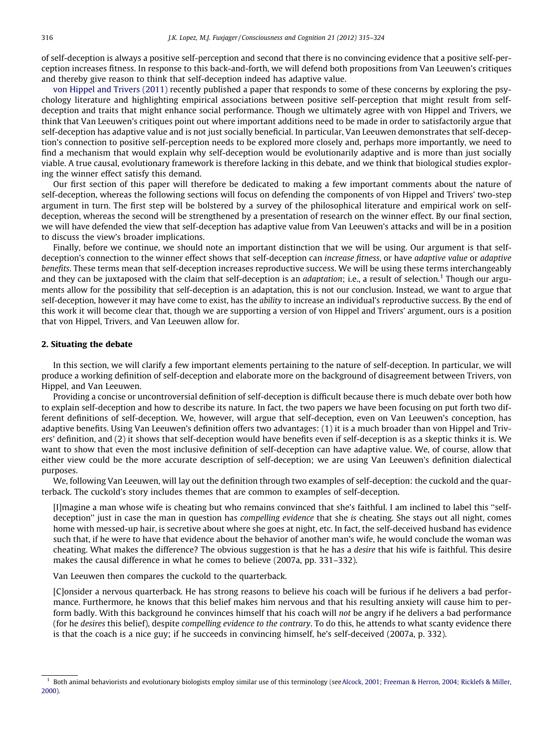of self-deception is always a positive self-perception and second that there is no convincing evidence that a positive self-perception increases fitness. In response to this back-and-forth, we will defend both propositions from Van Leeuwen's critiques and thereby give reason to think that self-deception indeed has adaptive value.

von Hippel and Trivers (2011) recently published a paper that responds to some of these concerns by exploring the psychology literature and highlighting empirical associations between positive self-perception that might result from self-deception and traits that might enhance social performance. Though we ultimately agree with von Hippel and Trivers, we think that Van Leeuwen's critiques point out where important additions need to be made in order to satisfactorily argue that self-deception has adaptive value and is not just socially beneficial. In particular, Van Leeuwen demonstrates that self-deception's connection to positive self-perception needs to be explored more closely and, perhaps more importantly, we need to find a mechanism that would explain why self-deception would be evolutionarily adaptive and is more than just socially viable. A true causal, evolutionary framework is therefore lacking in this debate, and we think that biological studies exploring the winner effect satisfy this demand.

Our first section of this paper will therefore be dedicated to making a few important comments about the nature of self-deception, whereas the following sections will focus on defending the components of von Hippel and Trivers' two-step argument in turn. The first step will be bolstered by a survey of the philosophical literature and empirical work on self-deception, whereas the second will be strengthened by a presentation of research on the winner effect. By our final section, we will have defended the view that self-deception has adaptive value from Van Leeuwen's attacks and will be in a position to discuss the view's broader implications.

Finally, before we continue, we should note an important distinction that we will be using. Our argument is that self-deception's connection to the winner effect shows that self-deception can *increase fitness*, or have *adaptive value* or *adaptive benefits*. These terms mean that self-deception increases reproductive success. We will be using these terms interchangeably and they can be juxtaposed with the claim that self-deception is an *adaptation*; i.e., a result of selection.[1] Though our arguments allow for the possibility that self-deception is an adaptation, this is not our conclusion. Instead, we want to argue that self-deception, however it may have come to exist, has the *ability* to increase an individual's reproductive success. By the end of this work it will become clear that, though we are supporting a version of von Hippel and Trivers' argument, ours is a position that von Hippel, Trivers, and Van Leeuwen allow for.

## 2. Situating the debate

In this section, we will clarify a few important elements pertaining to the nature of self-deception. In particular, we will produce a working definition of self-deception and elaborate more on the background of disagreement between Trivers, von Hippel, and Van Leeuwen.

Providing a concise or uncontroversial definition of self-deception is difficult because there is much debate over both how to explain self-deception and how to describe its nature. In fact, the two papers we have been focusing on put forth two different definitions of self-deception. We, however, will argue that self-deception, even on Van Leeuwen's conception, has adaptive benefits. Using Van Leeuwen's definition offers two advantages: (1) it is a much broader than von Hippel and Trivers' definition, and (2) it shows that self-deception would have benefits even if self-deception is as a skeptic thinks it is. We want to show that even the most inclusive definition of self-deception can have adaptive value. We, of course, allow that either view could be the more accurate description of self-deception; we are using Van Leeuwen's definition dialectical purposes.

We, following Van Leeuwen, will lay out the definition through two examples of self-deception: the cuckold and the quarterback. The cuckold's story includes themes that are common to examples of self-deception.

> [I]magine a man whose wife is cheating but who remains convinced that she's faithful. I am inclined to label this ''self-deception'' just in case the man in question has *compelling evidence* that she *is* cheating. She stays out all night, comes home with messed-up hair, is secretive about where she goes at night, etc. In fact, the self-deceived husband has evidence such that, if he were to have that evidence about the behavior of another man's wife, he would conclude the woman was cheating. What makes the difference? The obvious suggestion is that he has a *desire* that his wife is faithful. This desire makes the causal difference in what he comes to believe (2007a, pp. 331–332).

Van Leeuwen then compares the cuckold to the quarterback.

> [C]onsider a nervous quarterback. He has strong reasons to believe his coach will be furious if he delivers a bad performance. Furthermore, he knows that this belief makes him nervous and that his resulting anxiety will cause him to perform badly. With this background he convinces himself that his coach will *not* be angry if he delivers a bad performance (for he *desires* this belief), despite *compelling evidence to the contrary*. To do this, he attends to what scanty evidence there is that the coach is a nice guy; if he succeeds in convincing himself, he's self-deceived (2007a, p. 332).

[1] Both animal behaviorists and evolutionary biologists employ similar use of this terminology (see Alcock, 2001; Freeman & Herron, 2004; Ricklefs & Miller, 2000).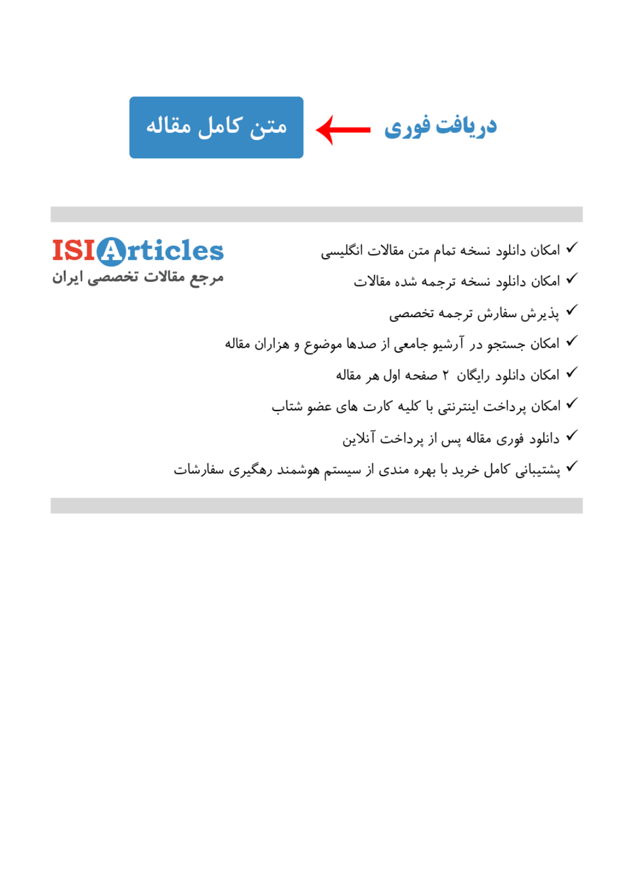**دریافت فوری** ← **متن کامل مقاله**

**ISIArticles**
مرجع مقالات تخصصی ایران

- ✓ امکان دانلود نسخه تمام متن مقالات انگلیسی
- ✓ امکان دانلود نسخه ترجمه شده مقالات
- ✓ پذیرش سفارش ترجمه تخصصی
- ✓ امکان جستجو در آرشیو جامعی از صدها موضوع و هزاران مقاله
- ✓ امکان دانلود رایگان ۲ صفحه اول هر مقاله
- ✓ امکان پرداخت اینترنتی با کلیه کارت های عضو شتاب
- ✓ دانلود فوری مقاله پس از پرداخت آنلاین
- ✓ پشتیبانی کامل خرید با بهره مندی از سیستم هوشمند رهگیری سفارشات